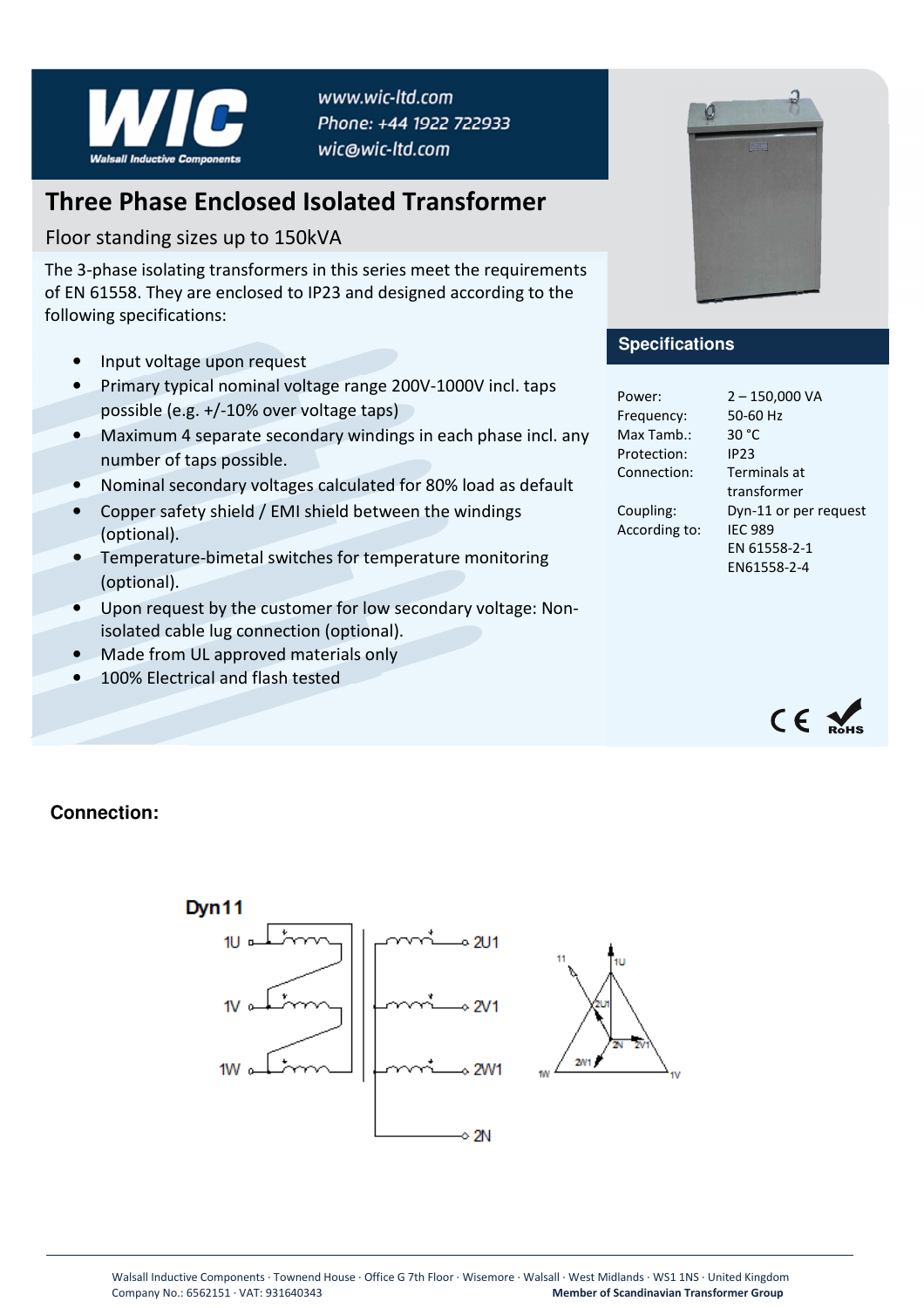**WIC** Walsall Inductive Components

www.wic-ltd.com
Phone: +44 1922 722933
wic@wic-ltd.com

# Three Phase Enclosed Isolated Transformer

## Floor standing sizes up to 150kVA

The 3-phase isolating transformers in this series meet the requirements of EN 61558. They are enclosed to IP23 and designed according to the following specifications:

- Input voltage upon request
- Primary typical nominal voltage range 200V-1000V incl. taps possible (e.g. +/-10% over voltage taps)
- Maximum 4 separate secondary windings in each phase incl. any number of taps possible.
- Nominal secondary voltages calculated for 80% load as default
- Copper safety shield / EMI shield between the windings (optional).
- Temperature-bimetal switches for temperature monitoring (optional).
- Upon request by the customer for low secondary voltage: Non-isolated cable lug connection (optional).
- Made from UL approved materials only
- 100% Electrical and flash tested

## Specifications

| | |
|---|---|
| Power: | 2 – 150,000 VA |
| Frequency: | 50-60 Hz |
| Max Tamb.: | 30 °C |
| Protection: | IP23 |
| Connection: | Terminals at transformer |
| Coupling: | Dyn-11 or per request |
| According to: | IEC 989<br>EN 61558-2-1<br>EN61558-2-4 |

CE RoHS

**Connection:**

Dyn11

1U 1V 1W 2U1 2V1 2W1 2N

11 1U 2U1 2N 2V1 2W1 1W 1V

Walsall Inductive Components · Townend House · Office G 7th Floor · Wisemore · Walsall · West Midlands · WS1 1NS · United Kingdom
Company No.: 6562151 · VAT: 931640343 **Member of Scandinavian Transformer Group**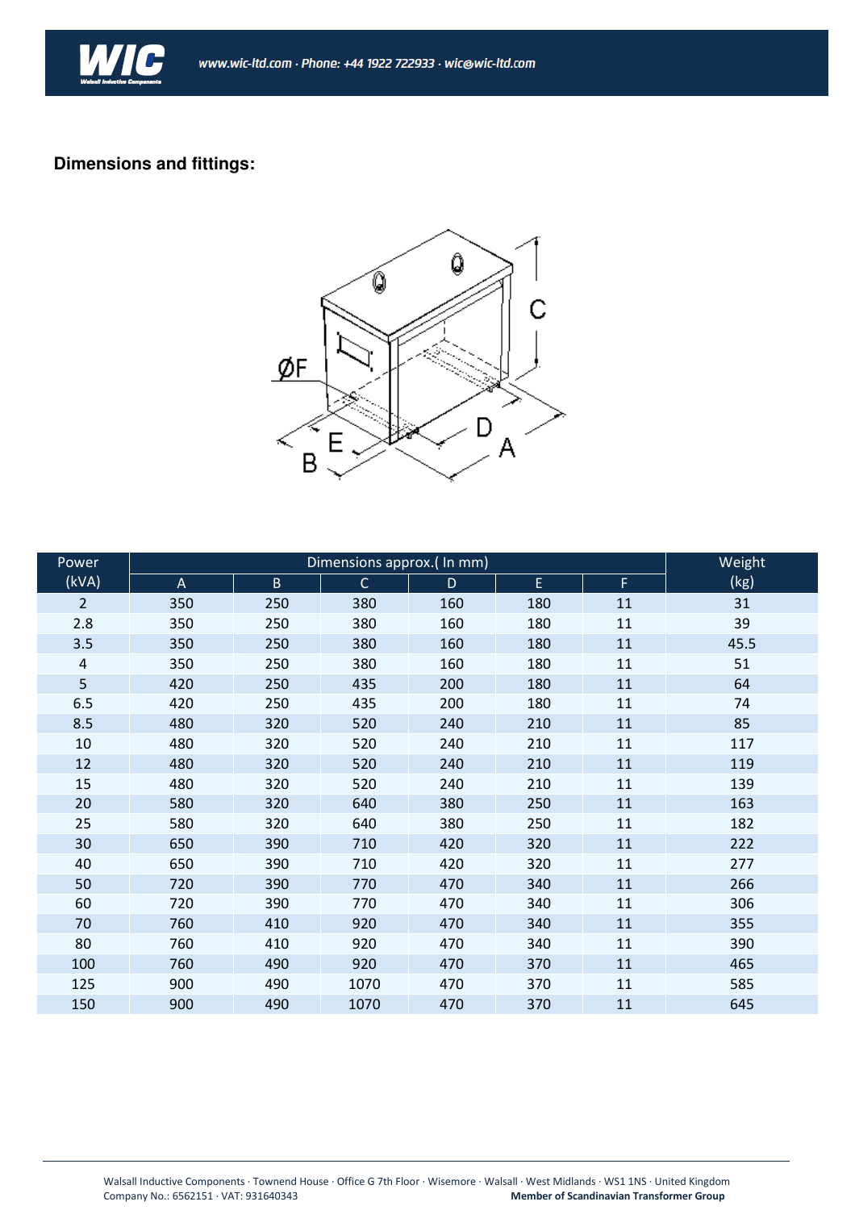## Dimensions and fittings:

ØF

C

E

B

D

A

| Power | Dimensions approx.( In mm) | | | | | | Weight |
|---|---|---|---|---|---|---|---|
| (kVA) | A | B | C | D | E | F | (kg) |
| 2 | 350 | 250 | 380 | 160 | 180 | 11 | 31 |
| 2.8 | 350 | 250 | 380 | 160 | 180 | 11 | 39 |
| 3.5 | 350 | 250 | 380 | 160 | 180 | 11 | 45.5 |
| 4 | 350 | 250 | 380 | 160 | 180 | 11 | 51 |
| 5 | 420 | 250 | 435 | 200 | 180 | 11 | 64 |
| 6.5 | 420 | 250 | 435 | 200 | 180 | 11 | 74 |
| 8.5 | 480 | 320 | 520 | 240 | 210 | 11 | 85 |
| 10 | 480 | 320 | 520 | 240 | 210 | 11 | 117 |
| 12 | 480 | 320 | 520 | 240 | 210 | 11 | 119 |
| 15 | 480 | 320 | 520 | 240 | 210 | 11 | 139 |
| 20 | 580 | 320 | 640 | 380 | 250 | 11 | 163 |
| 25 | 580 | 320 | 640 | 380 | 250 | 11 | 182 |
| 30 | 650 | 390 | 710 | 420 | 320 | 11 | 222 |
| 40 | 650 | 390 | 710 | 420 | 320 | 11 | 277 |
| 50 | 720 | 390 | 770 | 470 | 340 | 11 | 266 |
| 60 | 720 | 390 | 770 | 470 | 340 | 11 | 306 |
| 70 | 760 | 410 | 920 | 470 | 340 | 11 | 355 |
| 80 | 760 | 410 | 920 | 470 | 340 | 11 | 390 |
| 100 | 760 | 490 | 920 | 470 | 370 | 11 | 465 |
| 125 | 900 | 490 | 1070 | 470 | 370 | 11 | 585 |
| 150 | 900 | 490 | 1070 | 470 | 370 | 11 | 645 |